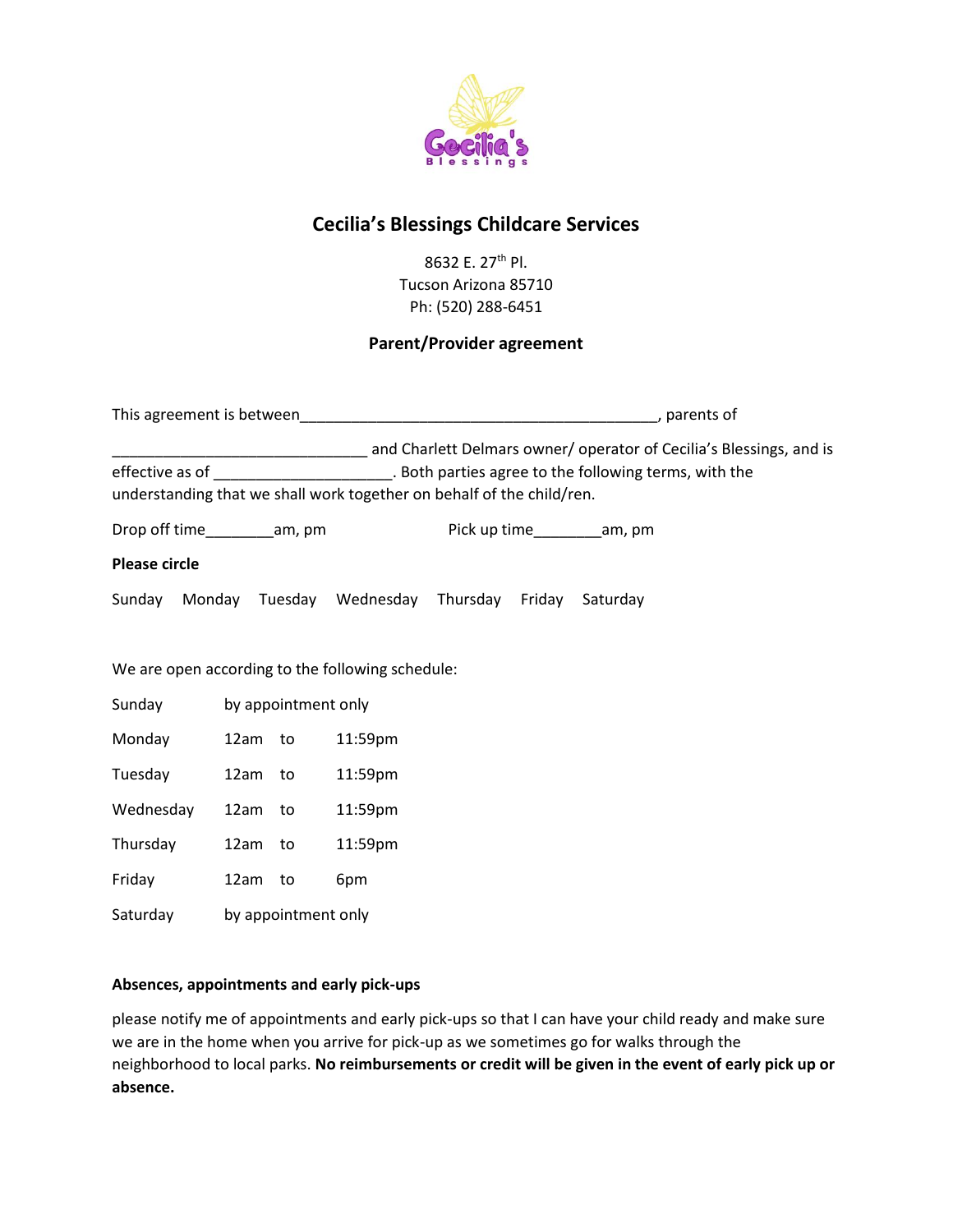# Cecilia's Blessings Childcare Services

8632 E. 27th Pl.
Tucson Arizona 85710
Ph: (520) 288-6451

## Parent/Provider agreement

This agreement is between___________________________________________, parents of ______________________________ and Charlett Delmars owner/ operator of Cecilia's Blessings, and is effective as of _____________________. Both parties agree to the following terms, with the understanding that we shall work together on behalf of the child/ren.

Drop off time________am, pm          Pick up time________am, pm

**Please circle**

Sunday    Monday    Tuesday    Wednesday    Thursday    Friday    Saturday

We are open according to the following schedule:

| | | | |
|---|---|---|---|
| Sunday | by appointment only | | |
| Monday | 12am | to | 11:59pm |
| Tuesday | 12am | to | 11:59pm |
| Wednesday | 12am | to | 11:59pm |
| Thursday | 12am | to | 11:59pm |
| Friday | 12am | to | 6pm |
| Saturday | by appointment only | | |

**Absences, appointments and early pick-ups**

please notify me of appointments and early pick-ups so that I can have your child ready and make sure we are in the home when you arrive for pick-up as we sometimes go for walks through the neighborhood to local parks. **No reimbursements or credit will be given in the event of early pick up or absence.**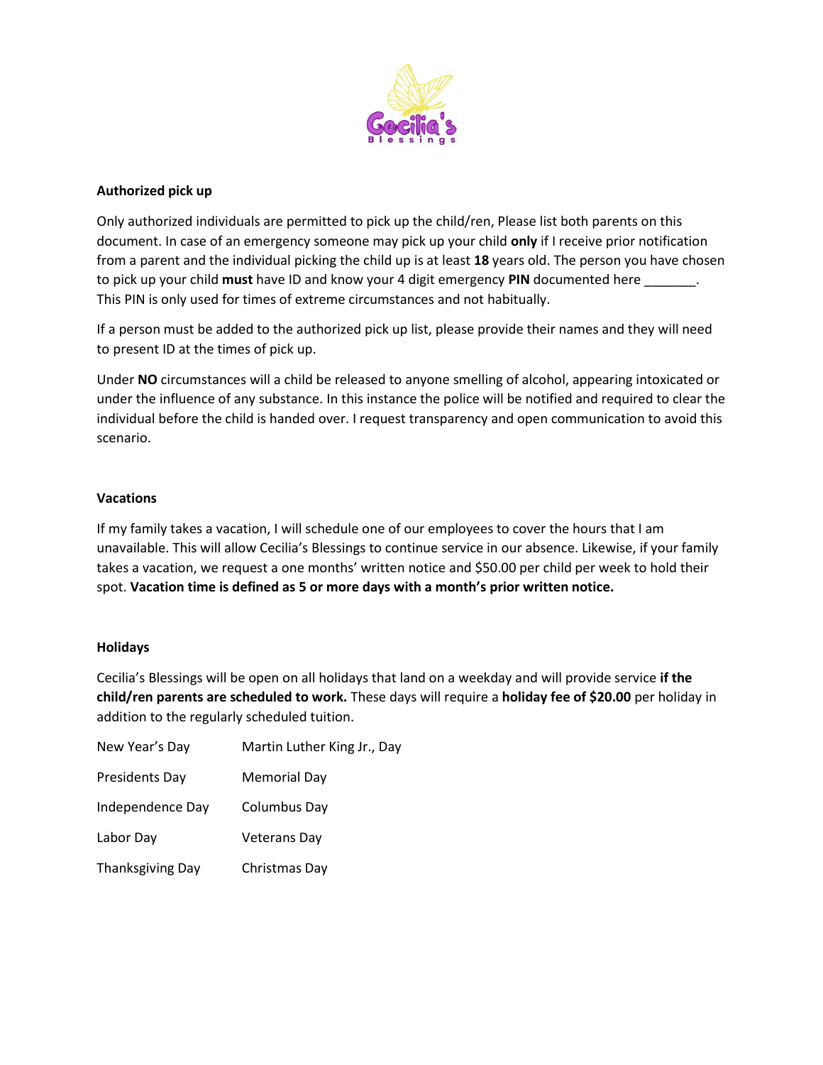## Authorized pick up

Only authorized individuals are permitted to pick up the child/ren, Please list both parents on this document. In case of an emergency someone may pick up your child **only** if I receive prior notification from a parent and the individual picking the child up is at least **18** years old. The person you have chosen to pick up your child **must** have ID and know your 4 digit emergency **PIN** documented here _______. This PIN is only used for times of extreme circumstances and not habitually.

If a person must be added to the authorized pick up list, please provide their names and they will need to present ID at the times of pick up.

Under **NO** circumstances will a child be released to anyone smelling of alcohol, appearing intoxicated or under the influence of any substance. In this instance the police will be notified and required to clear the individual before the child is handed over. I request transparency and open communication to avoid this scenario.

## Vacations

If my family takes a vacation, I will schedule one of our employees to cover the hours that I am unavailable. This will allow Cecilia's Blessings to continue service in our absence. Likewise, if your family takes a vacation, we request a one months' written notice and $50.00 per child per week to hold their spot. **Vacation time is defined as 5 or more days with a month's prior written notice.**

## Holidays

Cecilia's Blessings will be open on all holidays that land on a weekday and will provide service **if the child/ren parents are scheduled to work.** These days will require a **holiday fee of $20.00** per holiday in addition to the regularly scheduled tuition.

| | |
|---|---|
| New Year's Day | Martin Luther King Jr., Day |
| Presidents Day | Memorial Day |
| Independence Day | Columbus Day |
| Labor Day | Veterans Day |
| Thanksgiving Day | Christmas Day |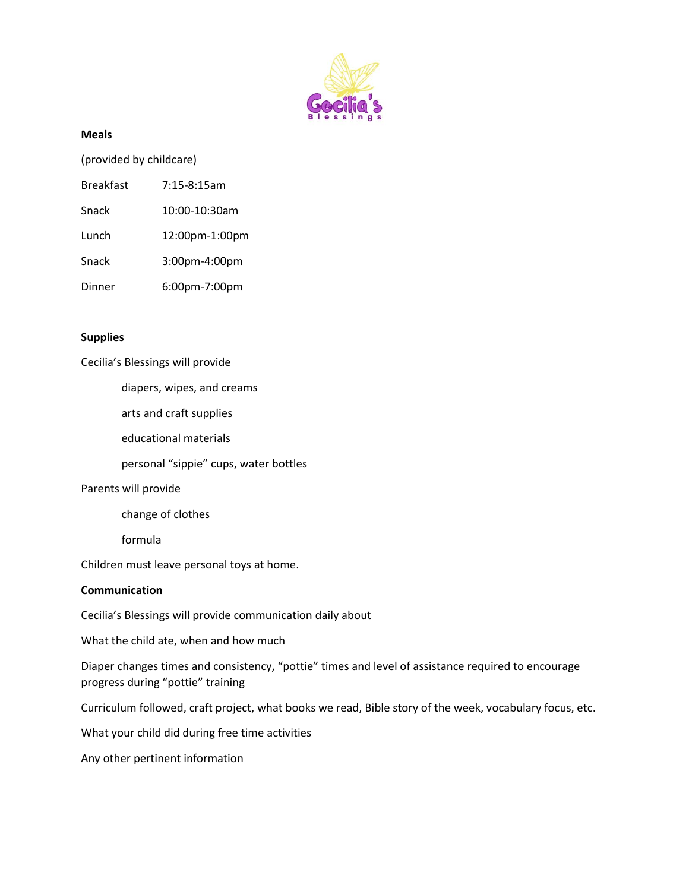**Meals**

(provided by childcare)

| | |
|---|---|
| Breakfast | 7:15-8:15am |
| Snack | 10:00-10:30am |
| Lunch | 12:00pm-1:00pm |
| Snack | 3:00pm-4:00pm |
| Dinner | 6:00pm-7:00pm |

**Supplies**

Cecilia's Blessings will provide

- diapers, wipes, and creams
- arts and craft supplies
- educational materials
- personal "sippie" cups, water bottles

Parents will provide

- change of clothes
- formula

Children must leave personal toys at home.

**Communication**

Cecilia's Blessings will provide communication daily about

What the child ate, when and how much

Diaper changes times and consistency, "pottie" times and level of assistance required to encourage progress during "pottie" training

Curriculum followed, craft project, what books we read, Bible story of the week, vocabulary focus, etc.

What your child did during free time activities

Any other pertinent information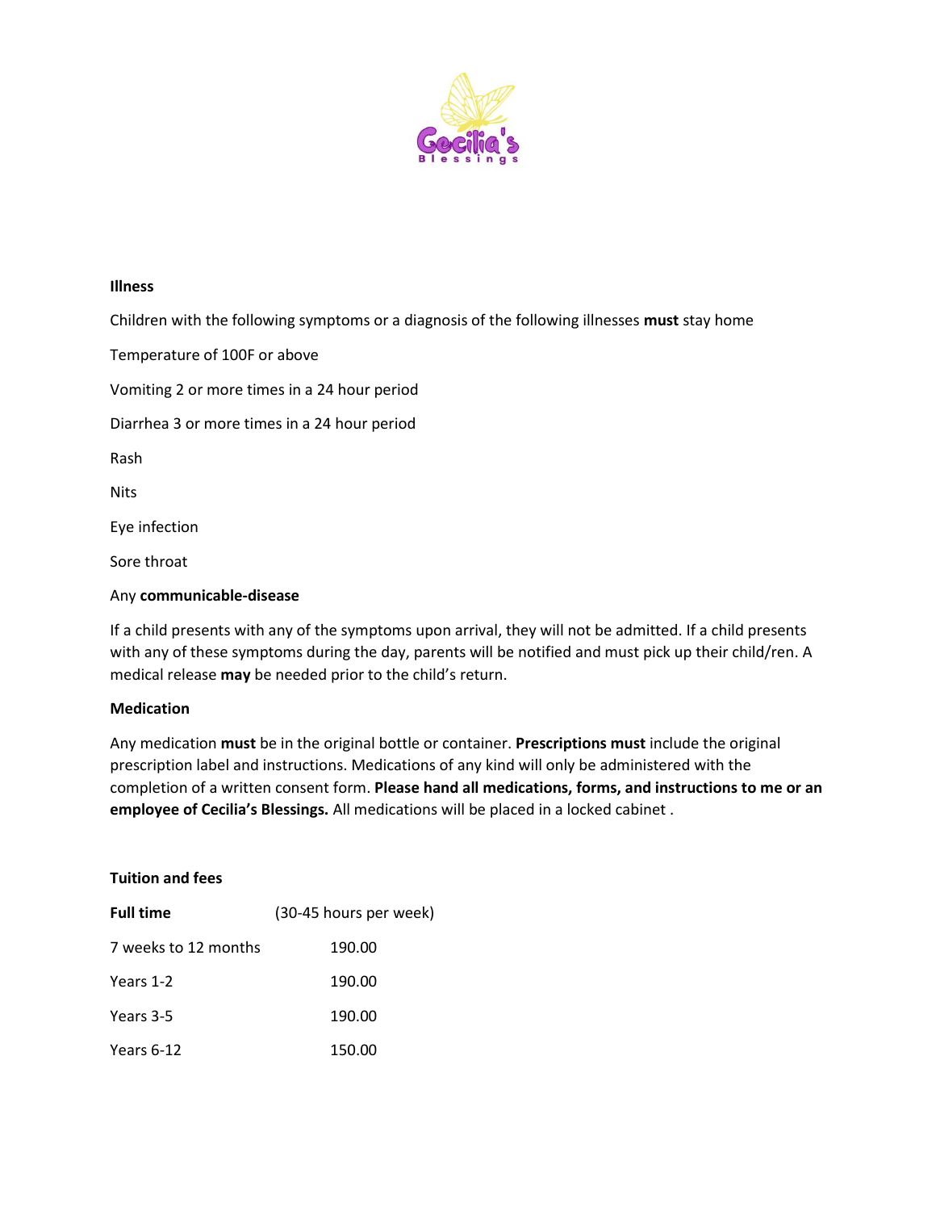Cecilia's Blessings

**Illness**

Children with the following symptoms or a diagnosis of the following illnesses **must** stay home

Temperature of 100F or above

Vomiting 2 or more times in a 24 hour period

Diarrhea 3 or more times in a 24 hour period

Rash

Nits

Eye infection

Sore throat

Any **communicable-disease**

If a child presents with any of the symptoms upon arrival, they will not be admitted. If a child presents with any of these symptoms during the day, parents will be notified and must pick up their child/ren. A medical release **may** be needed prior to the child's return.

**Medication**

Any medication **must** be in the original bottle or container. **Prescriptions must** include the original prescription label and instructions. Medications of any kind will only be administered with the completion of a written consent form. **Please hand all medications, forms, and instructions to me or an employee of Cecilia's Blessings.** All medications will be placed in a locked cabinet .

**Tuition and fees**

| **Full time** | (30-45 hours per week) |
|---|---|
| 7 weeks to 12 months | 190.00 |
| Years 1-2 | 190.00 |
| Years 3-5 | 190.00 |
| Years 6-12 | 150.00 |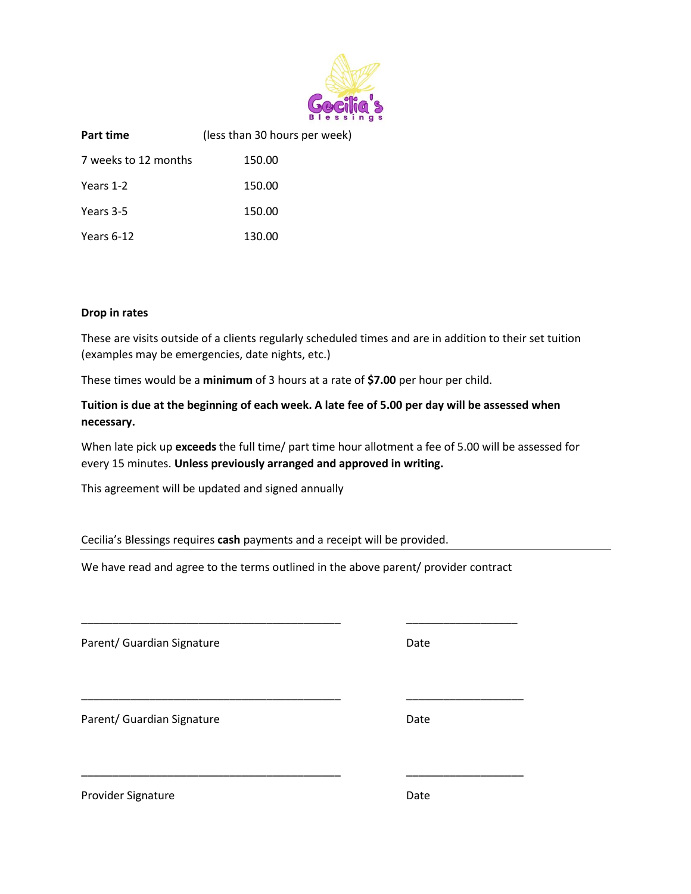| **Part time** | (less than 30 hours per week) |
|---|---|
| 7 weeks to 12 months | 150.00 |
| Years 1-2 | 150.00 |
| Years 3-5 | 150.00 |
| Years 6-12 | 130.00 |

**Drop in rates**

These are visits outside of a clients regularly scheduled times and are in addition to their set tuition (examples may be emergencies, date nights, etc.)

These times would be a **minimum** of 3 hours at a rate of **$7.00** per hour per child.

**Tuition is due at the beginning of each week. A late fee of 5.00 per day will be assessed when necessary.**

When late pick up **exceeds** the full time/ part time hour allotment a fee of 5.00 will be assessed for every 15 minutes. **Unless previously arranged and approved in writing.**

This agreement will be updated and signed annually

Cecilia's Blessings requires **cash** payments and a receipt will be provided.

---

We have read and agree to the terms outlined in the above parent/ provider contract

\_\_\_\_\_\_\_\_\_\_\_\_\_\_\_\_\_\_\_\_\_\_\_\_\_\_\_\_\_\_\_\_\_\_\_\_\_\_\_\_\_\_\_\_ \_\_\_\_\_\_\_\_\_\_\_\_\_\_\_\_\_\_\_

Parent/ Guardian Signature Date

\_\_\_\_\_\_\_\_\_\_\_\_\_\_\_\_\_\_\_\_\_\_\_\_\_\_\_\_\_\_\_\_\_\_\_\_\_\_\_\_\_\_\_\_ \_\_\_\_\_\_\_\_\_\_\_\_\_\_\_\_\_\_\_\_

Parent/ Guardian Signature Date

\_\_\_\_\_\_\_\_\_\_\_\_\_\_\_\_\_\_\_\_\_\_\_\_\_\_\_\_\_\_\_\_\_\_\_\_\_\_\_\_\_\_\_\_ \_\_\_\_\_\_\_\_\_\_\_\_\_\_\_\_\_\_\_\_

Provider Signature Date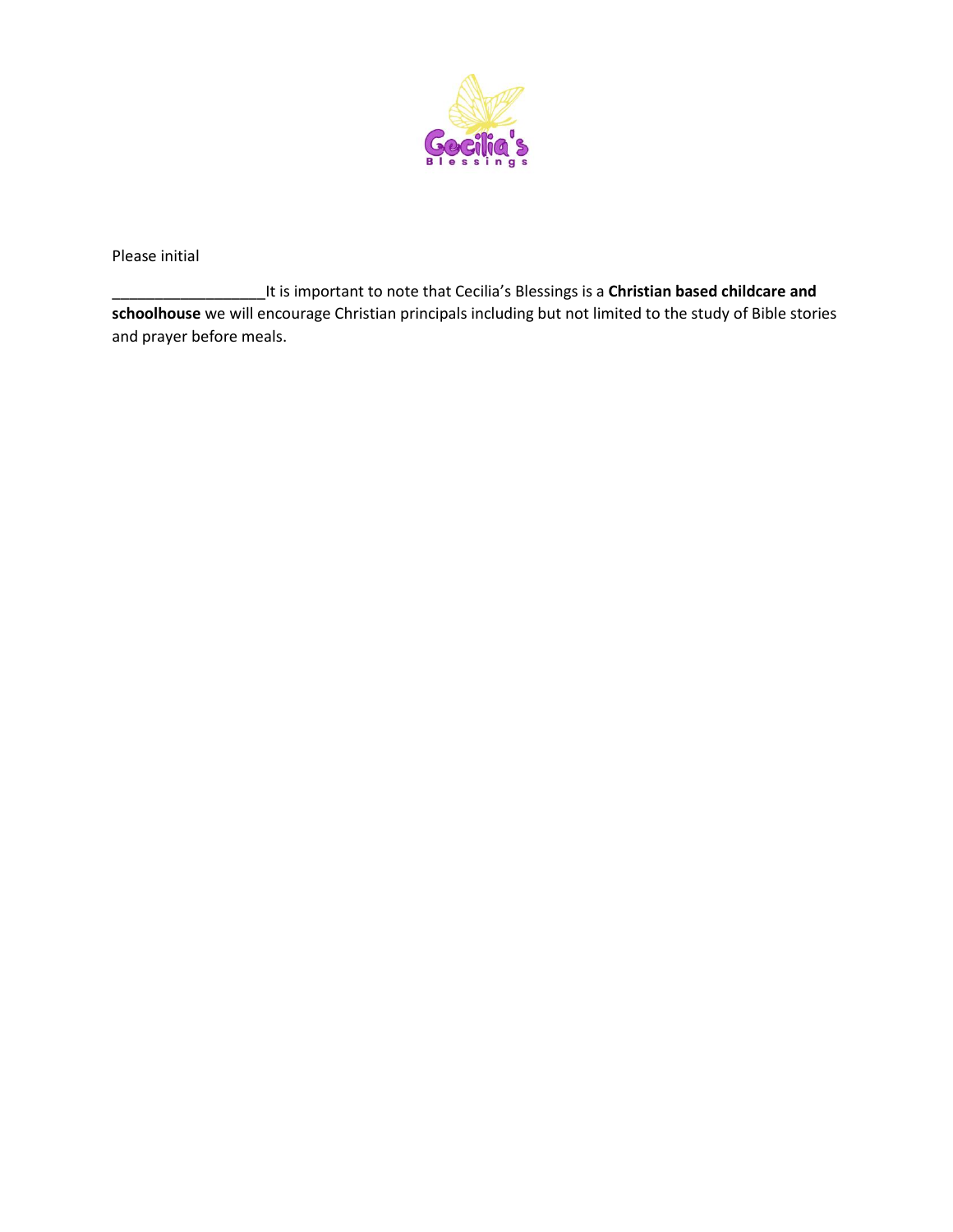Please initial

__________________It is important to note that Cecilia's Blessings is a **Christian based childcare and schoolhouse** we will encourage Christian principals including but not limited to the study of Bible stories and prayer before meals.